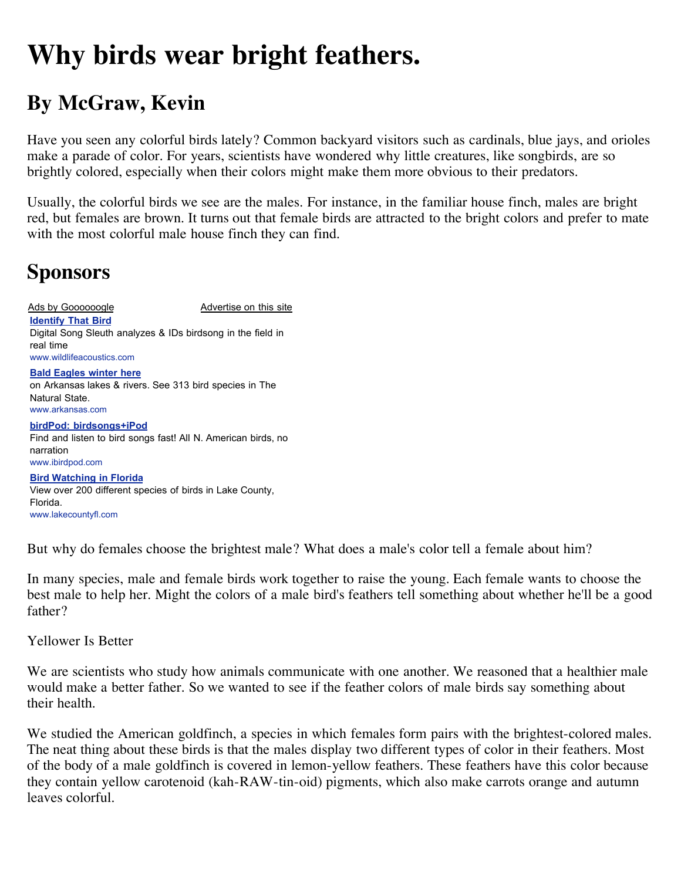# Why birds wear bright feathers.

## By McGraw, Kevin

Have you seen any colorful birds lately? Common backyard visitors such as cardinals, blue jays, and orioles make a parade of color. For years, scientists have wondered why little creatures, like songbirds, are so brightly colored, especially when their colors might make them more obvious to their predators.

Usually, the colorful birds we see are the males. For instance, in the familiar house finch, males are bright red, but females are brown. It turns out that female birds are attracted to the bright colors and prefer to mate with the most colorful male house finch they can find.

## Sponsors

Ads by Goooooogle     Advertise on this site

**Identify That Bird**
Digital Song Sleuth analyzes & IDs birdsong in the field in real time
www.wildlifeacoustics.com

**Bald Eagles winter here**
on Arkansas lakes & rivers. See 313 bird species in The Natural State.
www.arkansas.com

**birdPod: birdsongs+iPod**
Find and listen to bird songs fast! All N. American birds, no narration
www.ibirdpod.com

**Bird Watching in Florida**
View over 200 different species of birds in Lake County, Florida.
www.lakecountyfl.com

But why do females choose the brightest male? What does a male's color tell a female about him?

In many species, male and female birds work together to raise the young. Each female wants to choose the best male to help her. Might the colors of a male bird's feathers tell something about whether he'll be a good father?

Yellower Is Better

We are scientists who study how animals communicate with one another. We reasoned that a healthier male would make a better father. So we wanted to see if the feather colors of male birds say something about their health.

We studied the American goldfinch, a species in which females form pairs with the brightest-colored males. The neat thing about these birds is that the males display two different types of color in their feathers. Most of the body of a male goldfinch is covered in lemon-yellow feathers. These feathers have this color because they contain yellow carotenoid (kah-RAW-tin-oid) pigments, which also make carrots orange and autumn leaves colorful.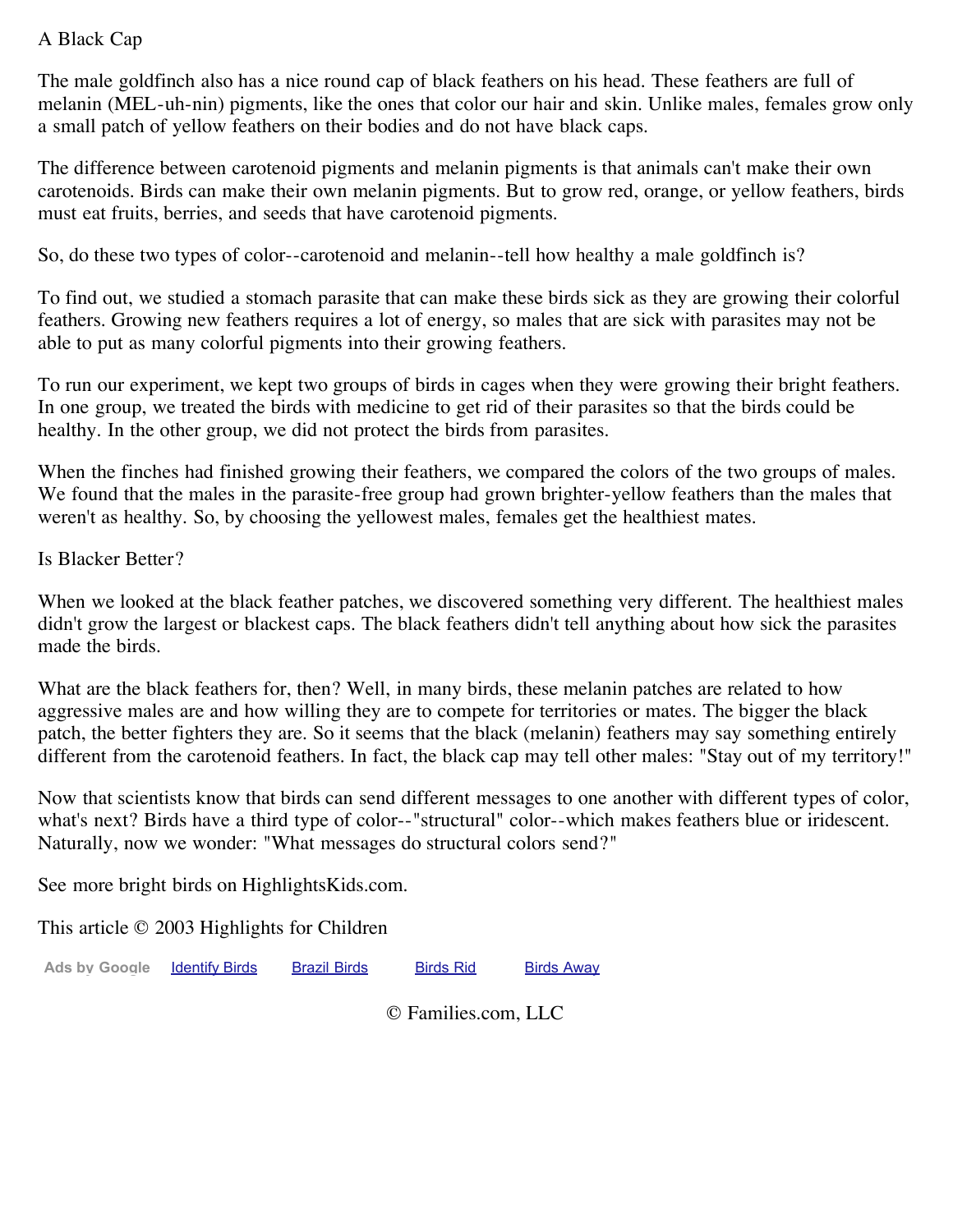## A Black Cap

The male goldfinch also has a nice round cap of black feathers on his head. These feathers are full of melanin (MEL-uh-nin) pigments, like the ones that color our hair and skin. Unlike males, females grow only a small patch of yellow feathers on their bodies and do not have black caps.

The difference between carotenoid pigments and melanin pigments is that animals can't make their own carotenoids. Birds can make their own melanin pigments. But to grow red, orange, or yellow feathers, birds must eat fruits, berries, and seeds that have carotenoid pigments.

So, do these two types of color--carotenoid and melanin--tell how healthy a male goldfinch is?

To find out, we studied a stomach parasite that can make these birds sick as they are growing their colorful feathers. Growing new feathers requires a lot of energy, so males that are sick with parasites may not be able to put as many colorful pigments into their growing feathers.

To run our experiment, we kept two groups of birds in cages when they were growing their bright feathers. In one group, we treated the birds with medicine to get rid of their parasites so that the birds could be healthy. In the other group, we did not protect the birds from parasites.

When the finches had finished growing their feathers, we compared the colors of the two groups of males. We found that the males in the parasite-free group had grown brighter-yellow feathers than the males that weren't as healthy. So, by choosing the yellowest males, females get the healthiest mates.

## Is Blacker Better?

When we looked at the black feather patches, we discovered something very different. The healthiest males didn't grow the largest or blackest caps. The black feathers didn't tell anything about how sick the parasites made the birds.

What are the black feathers for, then? Well, in many birds, these melanin patches are related to how aggressive males are and how willing they are to compete for territories or mates. The bigger the black patch, the better fighters they are. So it seems that the black (melanin) feathers may say something entirely different from the carotenoid feathers. In fact, the black cap may tell other males: "Stay out of my territory!"

Now that scientists know that birds can send different messages to one another with different types of color, what's next? Birds have a third type of color--"structural" color--which makes feathers blue or iridescent. Naturally, now we wonder: "What messages do structural colors send?"

See more bright birds on HighlightsKids.com.

This article © 2003 Highlights for Children

Ads by Google Identify Birds Brazil Birds Birds Rid Birds Away

© Families.com, LLC